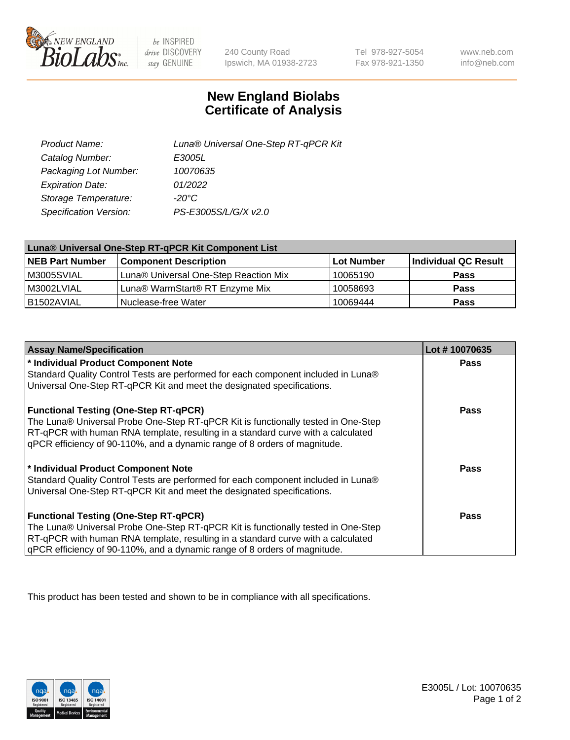# New England Biolabs Certificate of Analysis

| | |
|---|---|
| *Product Name:* | *Luna® Universal One-Step RT-qPCR Kit* |
| *Catalog Number:* | *E3005L* |
| *Packaging Lot Number:* | *10070635* |
| *Expiration Date:* | *01/2022* |
| *Storage Temperature:* | *-20°C* |
| *Specification Version:* | *PS-E3005S/L/G/X v2.0* |

| Luna® Universal One-Step RT-qPCR Kit Component List | | | |
|---|---|---|---|
| **NEB Part Number** | **Component Description** | **Lot Number** | **Individual QC Result** |
| M3005SVIAL | Luna® Universal One-Step Reaction Mix | 10065190 | **Pass** |
| M3002LVIAL | Luna® WarmStart® RT Enzyme Mix | 10058693 | **Pass** |
| B1502AVIAL | Nuclease-free Water | 10069444 | **Pass** |

| Assay Name/Specification | Lot # 10070635 |
|---|---|
| **\* Individual Product Component Note**<br>Standard Quality Control Tests are performed for each component included in Luna® Universal One-Step RT-qPCR Kit and meet the designated specifications. | **Pass** |
| **Functional Testing (One-Step RT-qPCR)**<br>The Luna® Universal Probe One-Step RT-qPCR Kit is functionally tested in One-Step RT-qPCR with human RNA template, resulting in a standard curve with a calculated qPCR efficiency of 90-110%, and a dynamic range of 8 orders of magnitude. | **Pass** |
| **\* Individual Product Component Note**<br>Standard Quality Control Tests are performed for each component included in Luna® Universal One-Step RT-qPCR Kit and meet the designated specifications. | **Pass** |
| **Functional Testing (One-Step RT-qPCR)**<br>The Luna® Universal Probe One-Step RT-qPCR Kit is functionally tested in One-Step RT-qPCR with human RNA template, resulting in a standard curve with a calculated qPCR efficiency of 90-110%, and a dynamic range of 8 orders of magnitude. | **Pass** |

This product has been tested and shown to be in compliance with all specifications.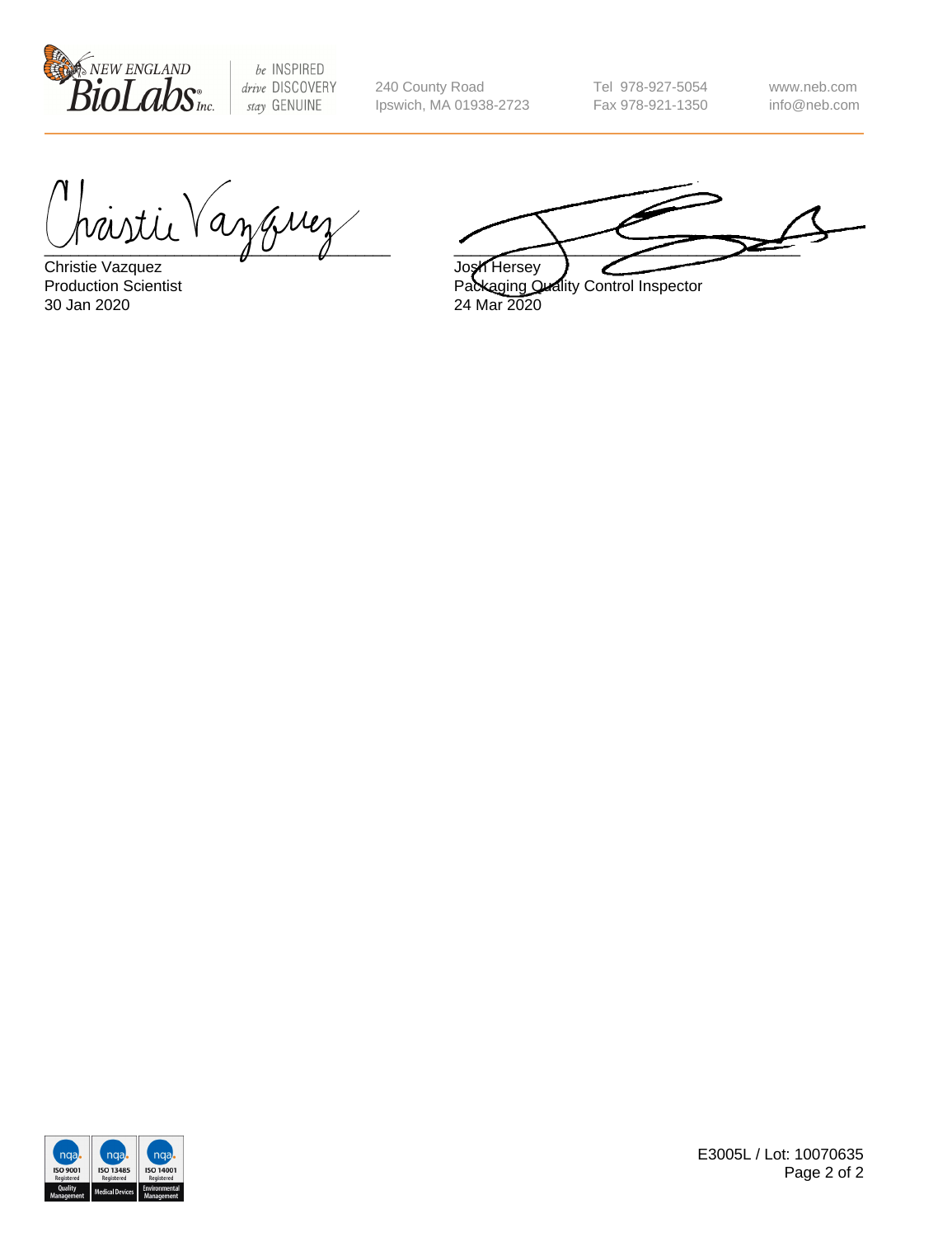Christie Vazquez
Production Scientist
30 Jan 2020

Josh Hersey
Packaging Quality Control Inspector
24 Mar 2020

E3005L / Lot: 10070635